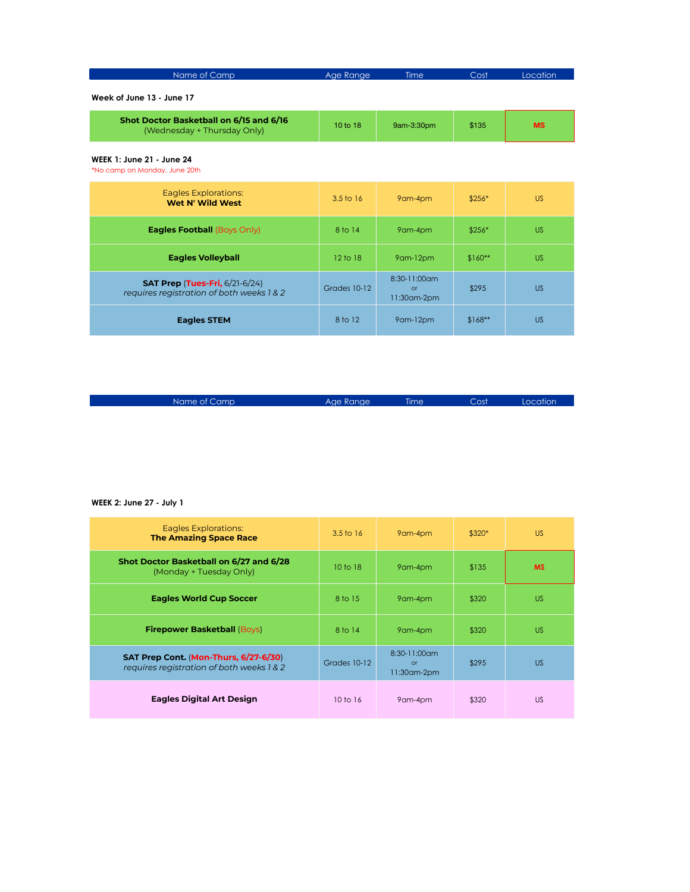| Name of Camp | Age Range | Time | Cost | Location |
|---|---|---|---|---|

**Week of June 13 - June 17**

| Name of Camp | Age Range | Time | Cost | Location |
|---|---|---|---|---|
| **Shot Doctor Basketball on 6/15 and 6/16** (Wednesday + Thursday Only) | 10 to 18 | 9am-3:30pm | $135 | **MS** |

**WEEK 1: June 21 - June 24**

*No camp on Monday, June 20th

| Name of Camp | Age Range | Time | Cost | Location |
|---|---|---|---|---|
| Eagles Explorations: **Wet N' Wild West** | 3.5 to 16 | 9am-4pm | $256* | US |
| **Eagles Football** (Boys Only) | 8 to 14 | 9am-4pm | $256* | US |
| **Eagles Volleyball** | 12 to 18 | 9am-12pm | $160** | US |
| **SAT Prep** (**Tues-Fri,** 6/21-6/24) *requires registration of both weeks 1 & 2* | Grades 10-12 | 8:30-11:00am or 11:30am-2pm | $295 | US |
| **Eagles STEM** | 8 to 12 | 9am-12pm | $168** | US |

| Name of Camp | Age Range | Time | Cost | Location |
|---|---|---|---|---|

**WEEK 2: June 27 - July 1**

| Name of Camp | Age Range | Time | Cost | Location |
|---|---|---|---|---|
| Eagles Explorations: **The Amazing Space Race** | 3.5 to 16 | 9am-4pm | $320* | US |
| **Shot Doctor Basketball on 6/27 and 6/28** (Monday + Tuesday Only) | 10 to 18 | 9am-4pm | $135 | **MS** |
| **Eagles World Cup Soccer** | 8 to 15 | 9am-4pm | $320 | US |
| **Firepower Basketball** (Boys) | 8 to 14 | 9am-4pm | $320 | US |
| **SAT Prep Cont.** (**Mon-Thurs, 6/27-6/30**) *requires registration of both weeks 1 & 2* | Grades 10-12 | 8:30-11:00am or 11:30am-2pm | $295 | US |
| **Eagles Digital Art Design** | 10 to 16 | 9am-4pm | $320 | US |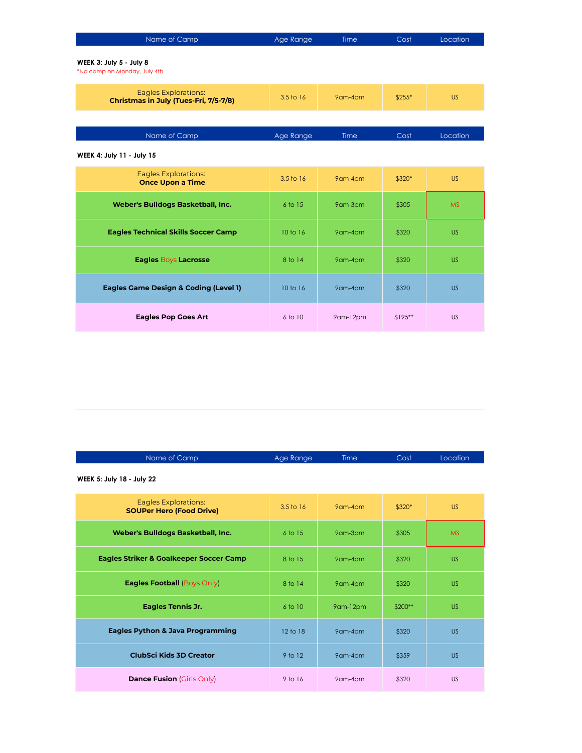| Name of Camp | Age Range | Time | Cost | Location |
|---|---|---|---|---|

**WEEK 3: July 5 - July 8**
*No camp on Monday, July 4th

| Name of Camp | Age Range | Time | Cost | Location |
|---|---|---|---|---|
| Eagles Explorations: **Christmas in July (Tues-Fri, 7/5-7/8)** | 3.5 to 16 | 9am-4pm | $255* | US |

**WEEK 4: July 11 - July 15**

| Name of Camp | Age Range | Time | Cost | Location |
|---|---|---|---|---|
| Eagles Explorations: **Once Upon a Time** | 3.5 to 16 | 9am-4pm | $320* | US |
| **Weber's Bulldogs Basketball, Inc.** | 6 to 15 | 9am-3pm | $305 | MS |
| **Eagles Technical Skills Soccer Camp** | 10 to 16 | 9am-4pm | $320 | US |
| **Eagles** Boys **Lacrosse** | 8 to 14 | 9am-4pm | $320 | US |
| **Eagles Game Design & Coding (Level 1)** | 10 to 16 | 9am-4pm | $320 | US |
| **Eagles Pop Goes Art** | 6 to 10 | 9am-12pm | $195** | US |

**WEEK 5: July 18 - July 22**

| Name of Camp | Age Range | Time | Cost | Location |
|---|---|---|---|---|
| Eagles Explorations: **SOUPer Hero (Food Drive)** | 3.5 to 16 | 9am-4pm | $320* | US |
| **Weber's Bulldogs Basketball, Inc.** | 6 to 15 | 9am-3pm | $305 | MS |
| **Eagles Striker & Goalkeeper Soccer Camp** | 8 to 15 | 9am-4pm | $320 | US |
| **Eagles Football** (Boys Only) | 8 to 14 | 9am-4pm | $320 | US |
| **Eagles Tennis Jr.** | 6 to 10 | 9am-12pm | $200** | US |
| **Eagles Python & Java Programming** | 12 to 18 | 9am-4pm | $320 | US |
| **ClubSci Kids 3D Creator** | 9 to 12 | 9am-4pm | $359 | US |
| **Dance Fusion** (Girls Only) | 9 to 16 | 9am-4pm | $320 | US |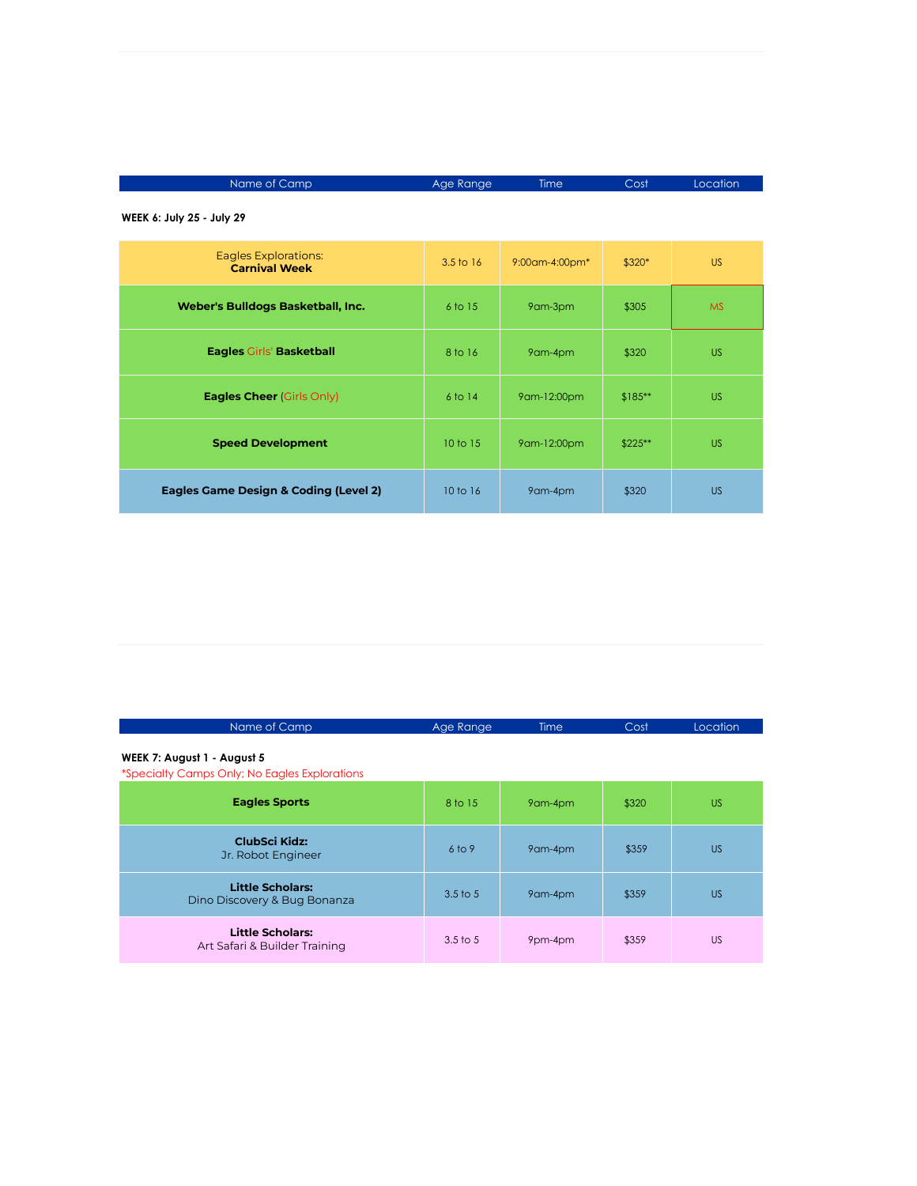| Name of Camp | Age Range | Time | Cost | Location |
|---|---|---|---|---|

**WEEK 6: July 25 - July 29**

| Name of Camp | Age Range | Time | Cost | Location |
|---|---|---|---|---|
| Eagles Explorations: **Carnival Week** | 3.5 to 16 | 9:00am-4:00pm* | $320* | US |
| **Weber's Bulldogs Basketball, Inc.** | 6 to 15 | 9am-3pm | $305 | MS |
| **Eagles** Girls' **Basketball** | 8 to 16 | 9am-4pm | $320 | US |
| **Eagles Cheer** (Girls Only) | 6 to 14 | 9am-12:00pm | $185** | US |
| **Speed Development** | 10 to 15 | 9am-12:00pm | $225** | US |
| **Eagles Game Design & Coding (Level 2)** | 10 to 16 | 9am-4pm | $320 | US |

**WEEK 7: August 1 - August 5**

*Specialty Camps Only; No Eagles Explorations

| Name of Camp | Age Range | Time | Cost | Location |
|---|---|---|---|---|
| **Eagles Sports** | 8 to 15 | 9am-4pm | $320 | US |
| **ClubSci Kidz:** Jr. Robot Engineer | 6 to 9 | 9am-4pm | $359 | US |
| **Little Scholars:** Dino Discovery & Bug Bonanza | 3.5 to 5 | 9am-4pm | $359 | US |
| **Little Scholars:** Art Safari & Builder Training | 3.5 to 5 | 9pm-4pm | $359 | US |